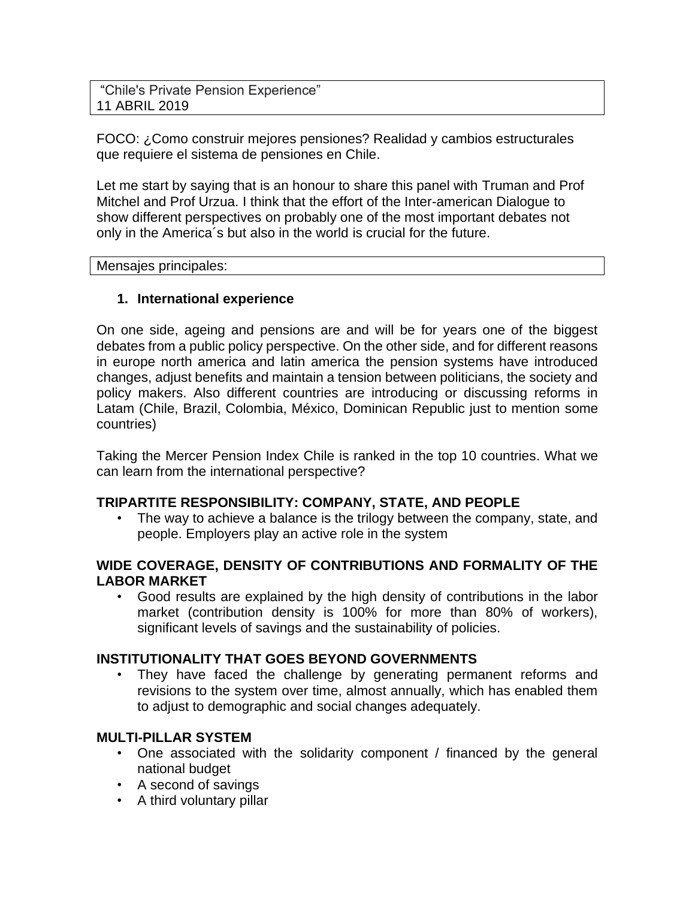"Chile's Private Pension Experience"
11 ABRIL 2019

FOCO: ¿Como construir mejores pensiones? Realidad y cambios estructurales que requiere el sistema de pensiones en Chile.

Let me start by saying that is an honour to share this panel with Truman and Prof Mitchel and Prof Urzua. I think that the effort of the Inter-american Dialogue to show different perspectives on probably one of the most important debates not only in the America´s but also in the world is crucial for the future.

Mensajes principales:

1. **International experience**

On one side, ageing and pensions are and will be for years one of the biggest debates from a public policy perspective. On the other side, and for different reasons in europe north america and latin america the pension systems have introduced changes, adjust benefits and maintain a tension between politicians, the society and policy makers. Also different countries are introducing or discussing reforms in Latam (Chile, Brazil, Colombia, México, Dominican Republic just to mention some countries)

Taking the Mercer Pension Index Chile is ranked in the top 10 countries. What we can learn from the international perspective?

**TRIPARTITE RESPONSIBILITY: COMPANY, STATE, AND PEOPLE**

- The way to achieve a balance is the trilogy between the company, state, and people. Employers play an active role in the system

**WIDE COVERAGE, DENSITY OF CONTRIBUTIONS AND FORMALITY OF THE LABOR MARKET**

- Good results are explained by the high density of contributions in the labor market (contribution density is 100% for more than 80% of workers), significant levels of savings and the sustainability of policies.

**INSTITUTIONALITY THAT GOES BEYOND GOVERNMENTS**

- They have faced the challenge by generating permanent reforms and revisions to the system over time, almost annually, which has enabled them to adjust to demographic and social changes adequately.

**MULTI-PILLAR SYSTEM**

- One associated with the solidarity component / financed by the general national budget
- A second of savings
- A third voluntary pillar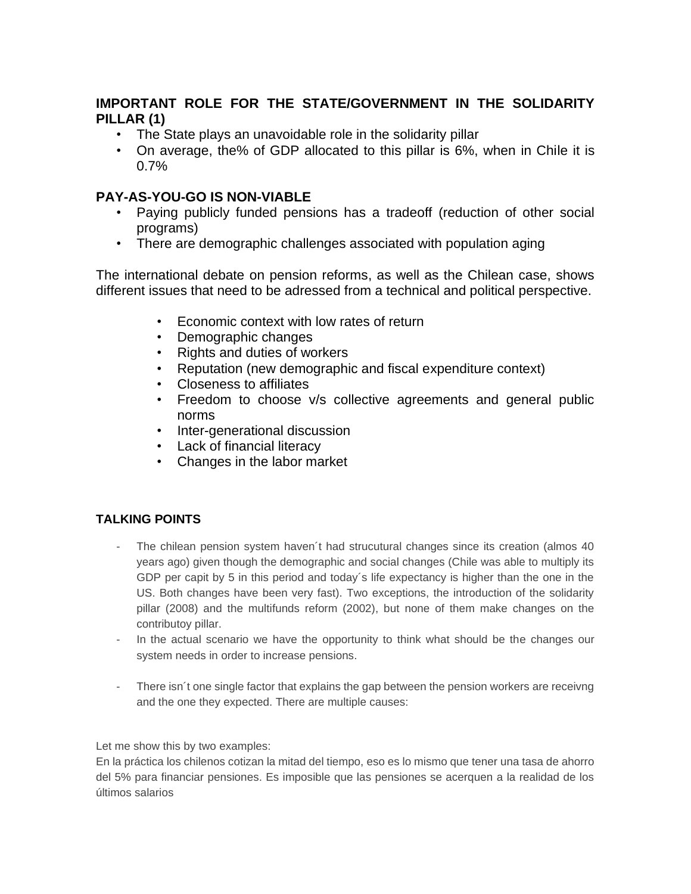**IMPORTANT ROLE FOR THE STATE/GOVERNMENT IN THE SOLIDARITY PILLAR (1)**

- The State plays an unavoidable role in the solidarity pillar
- On average, the% of GDP allocated to this pillar is 6%, when in Chile it is 0.7%

**PAY-AS-YOU-GO IS NON-VIABLE**

- Paying publicly funded pensions has a tradeoff (reduction of other social programs)
- There are demographic challenges associated with population aging

The international debate on pension reforms, as well as the Chilean case, shows different issues that need to be adressed from a technical and political perspective.

- Economic context with low rates of return
- Demographic changes
- Rights and duties of workers
- Reputation (new demographic and fiscal expenditure context)
- Closeness to affiliates
- Freedom to choose v/s collective agreements and general public norms
- Inter-generational discussion
- Lack of financial literacy
- Changes in the labor market

**TALKING POINTS**

- The chilean pension system haven´t had strucutural changes since its creation (almos 40 years ago) given though the demographic and social changes (Chile was able to multiply its GDP per capit by 5 in this period and today´s life expectancy is higher than the one in the US. Both changes have been very fast). Two exceptions, the introduction of the solidarity pillar (2008) and the multifunds reform (2002), but none of them make changes on the contributoy pillar.
- In the actual scenario we have the opportunity to think what should be the changes our system needs in order to increase pensions.
- There isn´t one single factor that explains the gap between the pension workers are receivng and the one they expected. There are multiple causes:

Let me show this by two examples:
En la práctica los chilenos cotizan la mitad del tiempo, eso es lo mismo que tener una tasa de ahorro del 5% para financiar pensiones. Es imposible que las pensiones se acerquen a la realidad de los últimos salarios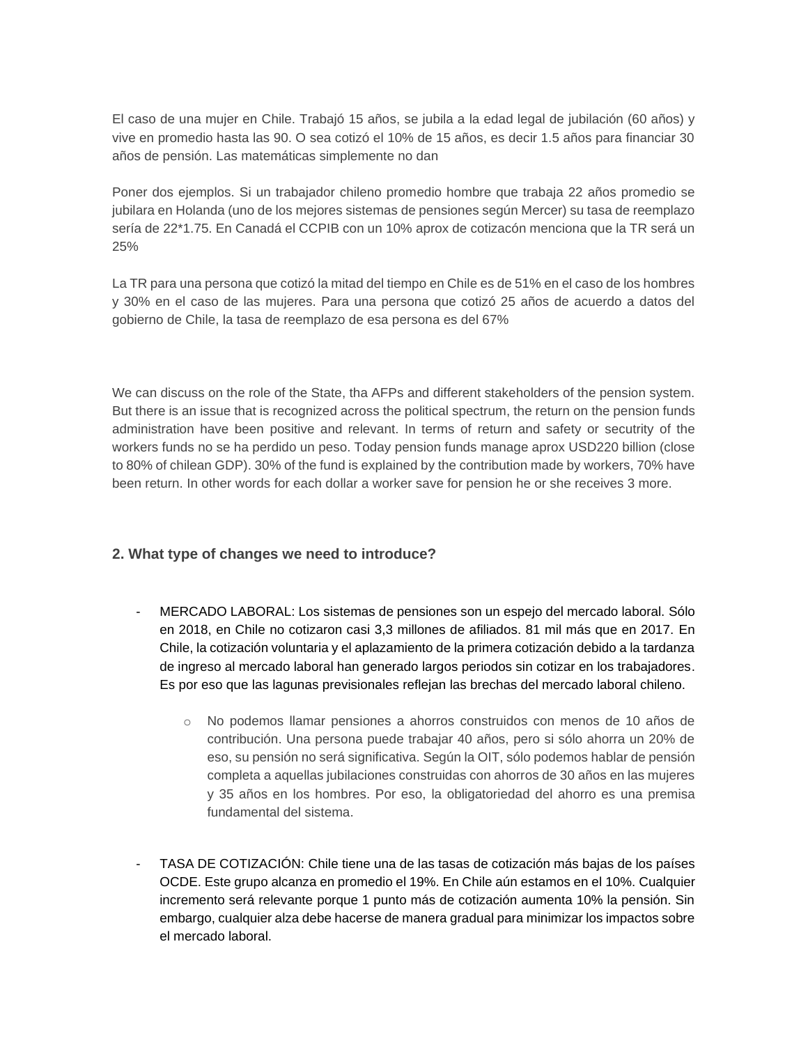El caso de una mujer en Chile. Trabajó 15 años, se jubila a la edad legal de jubilación (60 años) y vive en promedio hasta las 90. O sea cotizó el 10% de 15 años, es decir 1.5 años para financiar 30 años de pensión. Las matemáticas simplemente no dan

Poner dos ejemplos. Si un trabajador chileno promedio hombre que trabaja 22 años promedio se jubilara en Holanda (uno de los mejores sistemas de pensiones según Mercer) su tasa de reemplazo sería de 22*1.75. En Canadá el CCPIB con un 10% aprox de cotizacón menciona que la TR será un 25%

La TR para una persona que cotizó la mitad del tiempo en Chile es de 51% en el caso de los hombres y 30% en el caso de las mujeres. Para una persona que cotizó 25 años de acuerdo a datos del gobierno de Chile, la tasa de reemplazo de esa persona es del 67%

We can discuss on the role of the State, tha AFPs and different stakeholders of the pension system. But there is an issue that is recognized across the political spectrum, the return on the pension funds administration have been positive and relevant. In terms of return and safety or secutrity of the workers funds no se ha perdido un peso. Today pension funds manage aprox USD220 billion (close to 80% of chilean GDP). 30% of the fund is explained by the contribution made by workers, 70% have been return. In other words for each dollar a worker save for pension he or she receives 3 more.

### 2. What type of changes we need to introduce?

- MERCADO LABORAL: Los sistemas de pensiones son un espejo del mercado laboral. Sólo en 2018, en Chile no cotizaron casi 3,3 millones de afiliados. 81 mil más que en 2017. En Chile, la cotización voluntaria y el aplazamiento de la primera cotización debido a la tardanza de ingreso al mercado laboral han generado largos periodos sin cotizar en los trabajadores. Es por eso que las lagunas previsionales reflejan las brechas del mercado laboral chileno.
    - No podemos llamar pensiones a ahorros construidos con menos de 10 años de contribución. Una persona puede trabajar 40 años, pero si sólo ahorra un 20% de eso, su pensión no será significativa. Según la OIT, sólo podemos hablar de pensión completa a aquellas jubilaciones construidas con ahorros de 30 años en las mujeres y 35 años en los hombres. Por eso, la obligatoriedad del ahorro es una premisa fundamental del sistema.

- TASA DE COTIZACIÓN: Chile tiene una de las tasas de cotización más bajas de los países OCDE. Este grupo alcanza en promedio el 19%. En Chile aún estamos en el 10%. Cualquier incremento será relevante porque 1 punto más de cotización aumenta 10% la pensión. Sin embargo, cualquier alza debe hacerse de manera gradual para minimizar los impactos sobre el mercado laboral.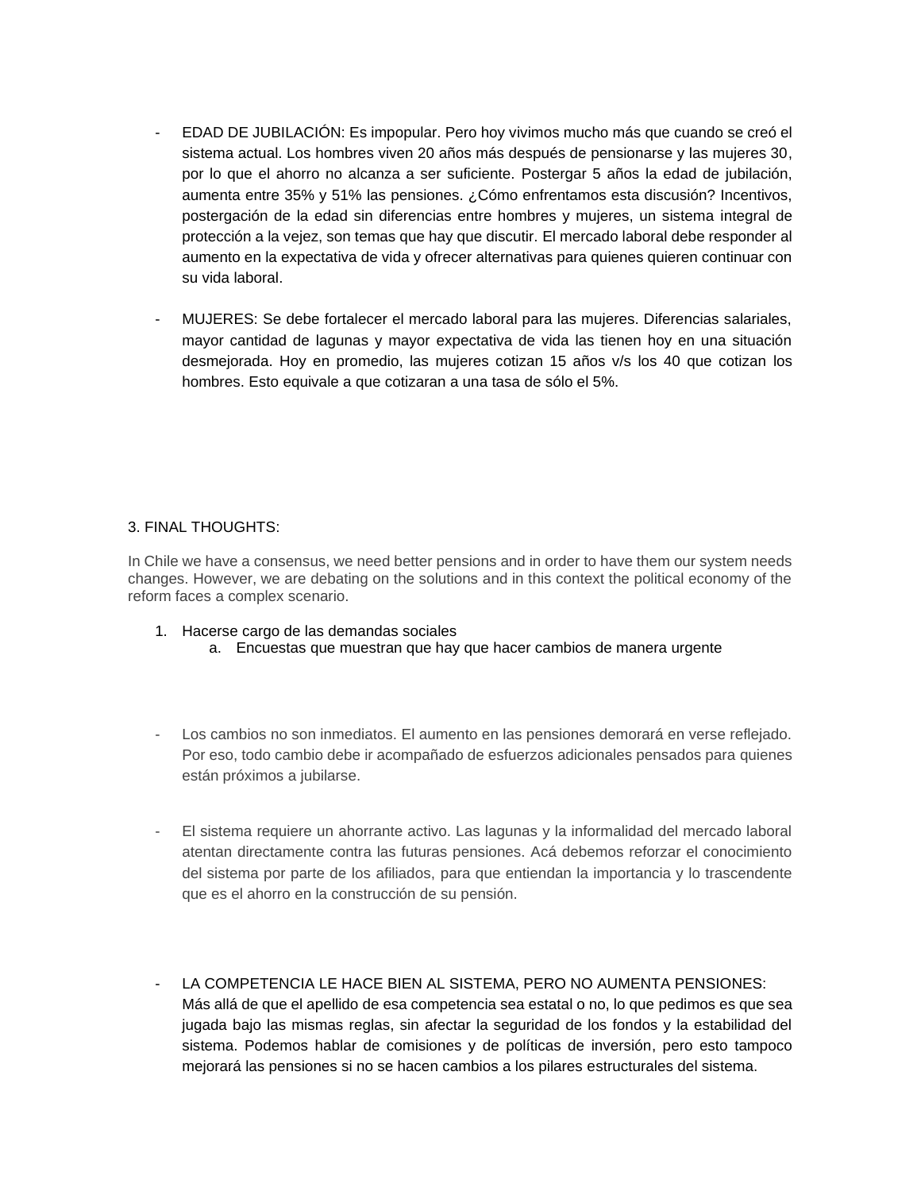- EDAD DE JUBILACIÓN: Es impopular. Pero hoy vivimos mucho más que cuando se creó el sistema actual. Los hombres viven 20 años más después de pensionarse y las mujeres 30, por lo que el ahorro no alcanza a ser suficiente. Postergar 5 años la edad de jubilación, aumenta entre 35% y 51% las pensiones. ¿Cómo enfrentamos esta discusión? Incentivos, postergación de la edad sin diferencias entre hombres y mujeres, un sistema integral de protección a la vejez, son temas que hay que discutir. El mercado laboral debe responder al aumento en la expectativa de vida y ofrecer alternativas para quienes quieren continuar con su vida laboral.

- MUJERES: Se debe fortalecer el mercado laboral para las mujeres. Diferencias salariales, mayor cantidad de lagunas y mayor expectativa de vida las tienen hoy en una situación desmejorada. Hoy en promedio, las mujeres cotizan 15 años v/s los 40 que cotizan los hombres. Esto equivale a que cotizaran a una tasa de sólo el 5%.

3. FINAL THOUGHTS:

In Chile we have a consensus, we need better pensions and in order to have them our system needs changes. However, we are debating on the solutions and in this context the political economy of the reform faces a complex scenario.

1. Hacerse cargo de las demandas sociales
    a. Encuestas que muestran que hay que hacer cambios de manera urgente

- Los cambios no son inmediatos. El aumento en las pensiones demorará en verse reflejado. Por eso, todo cambio debe ir acompañado de esfuerzos adicionales pensados para quienes están próximos a jubilarse.

- El sistema requiere un ahorrante activo. Las lagunas y la informalidad del mercado laboral atentan directamente contra las futuras pensiones. Acá debemos reforzar el conocimiento del sistema por parte de los afiliados, para que entiendan la importancia y lo trascendente que es el ahorro en la construcción de su pensión.

- LA COMPETENCIA LE HACE BIEN AL SISTEMA, PERO NO AUMENTA PENSIONES: Más allá de que el apellido de esa competencia sea estatal o no, lo que pedimos es que sea jugada bajo las mismas reglas, sin afectar la seguridad de los fondos y la estabilidad del sistema. Podemos hablar de comisiones y de políticas de inversión, pero esto tampoco mejorará las pensiones si no se hacen cambios a los pilares estructurales del sistema.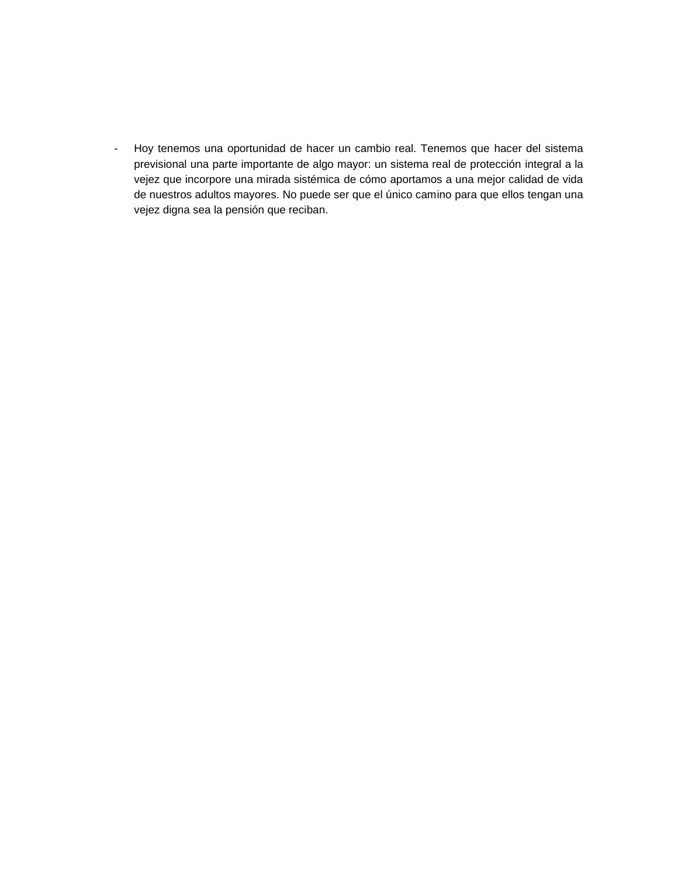- Hoy tenemos una oportunidad de hacer un cambio real. Tenemos que hacer del sistema previsional una parte importante de algo mayor: un sistema real de protección integral a la vejez que incorpore una mirada sistémica de cómo aportamos a una mejor calidad de vida de nuestros adultos mayores. No puede ser que el único camino para que ellos tengan una vejez digna sea la pensión que reciban.